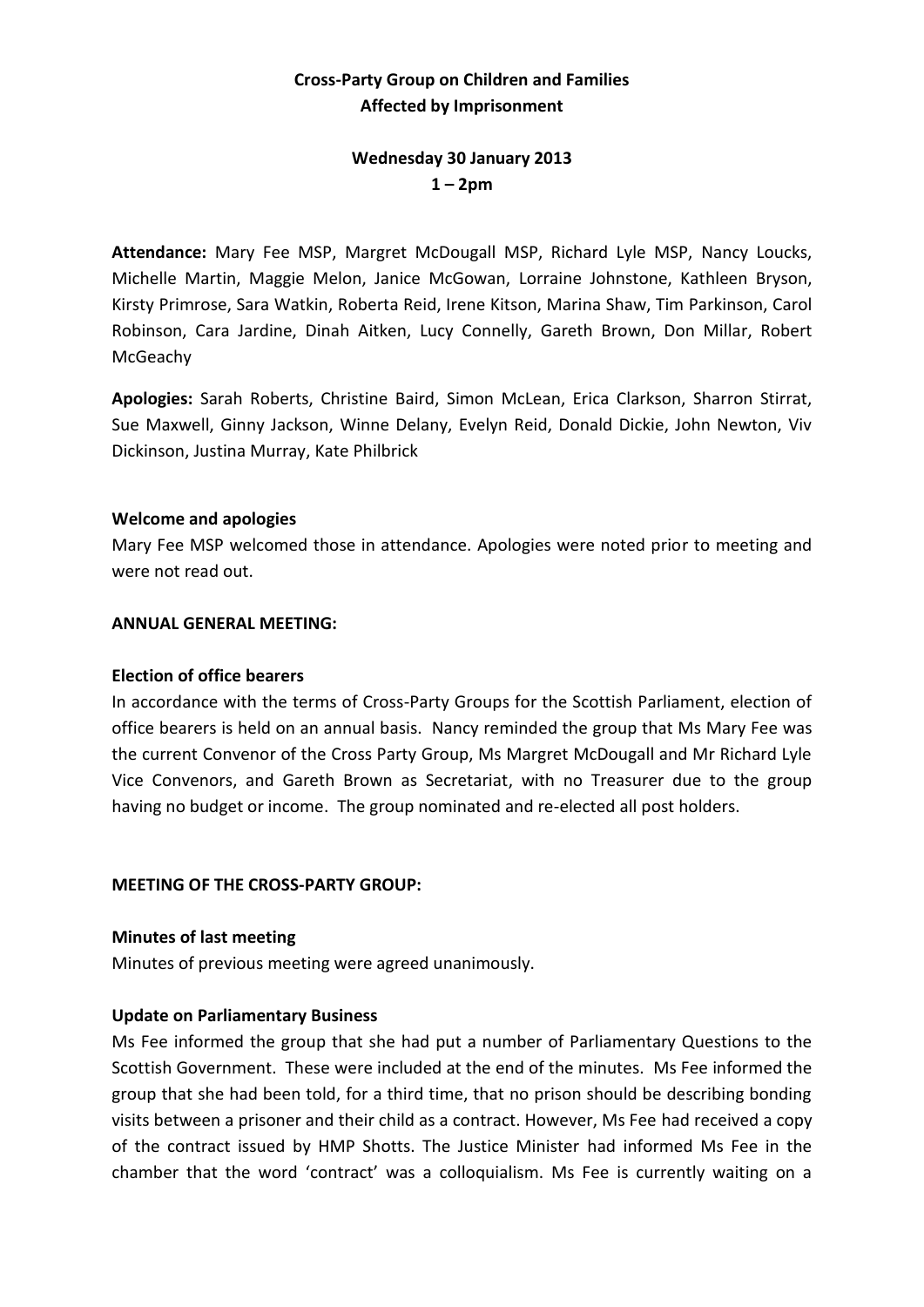**Cross-Party Group on Children and Families Affected by Imprisonment**

**Wednesday 30 January 2013**
**1 – 2pm**

**Attendance:** Mary Fee MSP, Margret McDougall MSP, Richard Lyle MSP, Nancy Loucks, Michelle Martin, Maggie Melon, Janice McGowan, Lorraine Johnstone, Kathleen Bryson, Kirsty Primrose, Sara Watkin, Roberta Reid, Irene Kitson, Marina Shaw, Tim Parkinson, Carol Robinson, Cara Jardine, Dinah Aitken, Lucy Connelly, Gareth Brown, Don Millar, Robert McGeachy

**Apologies:** Sarah Roberts, Christine Baird, Simon McLean, Erica Clarkson, Sharron Stirrat, Sue Maxwell, Ginny Jackson, Winne Delany, Evelyn Reid, Donald Dickie, John Newton, Viv Dickinson, Justina Murray, Kate Philbrick

**Welcome and apologies**

Mary Fee MSP welcomed those in attendance. Apologies were noted prior to meeting and were not read out.

**ANNUAL GENERAL MEETING:**

**Election of office bearers**

In accordance with the terms of Cross-Party Groups for the Scottish Parliament, election of office bearers is held on an annual basis. Nancy reminded the group that Ms Mary Fee was the current Convenor of the Cross Party Group, Ms Margret McDougall and Mr Richard Lyle Vice Convenors, and Gareth Brown as Secretariat, with no Treasurer due to the group having no budget or income. The group nominated and re-elected all post holders.

**MEETING OF THE CROSS-PARTY GROUP:**

**Minutes of last meeting**

Minutes of previous meeting were agreed unanimously.

**Update on Parliamentary Business**

Ms Fee informed the group that she had put a number of Parliamentary Questions to the Scottish Government. These were included at the end of the minutes. Ms Fee informed the group that she had been told, for a third time, that no prison should be describing bonding visits between a prisoner and their child as a contract. However, Ms Fee had received a copy of the contract issued by HMP Shotts. The Justice Minister had informed Ms Fee in the chamber that the word 'contract' was a colloquialism. Ms Fee is currently waiting on a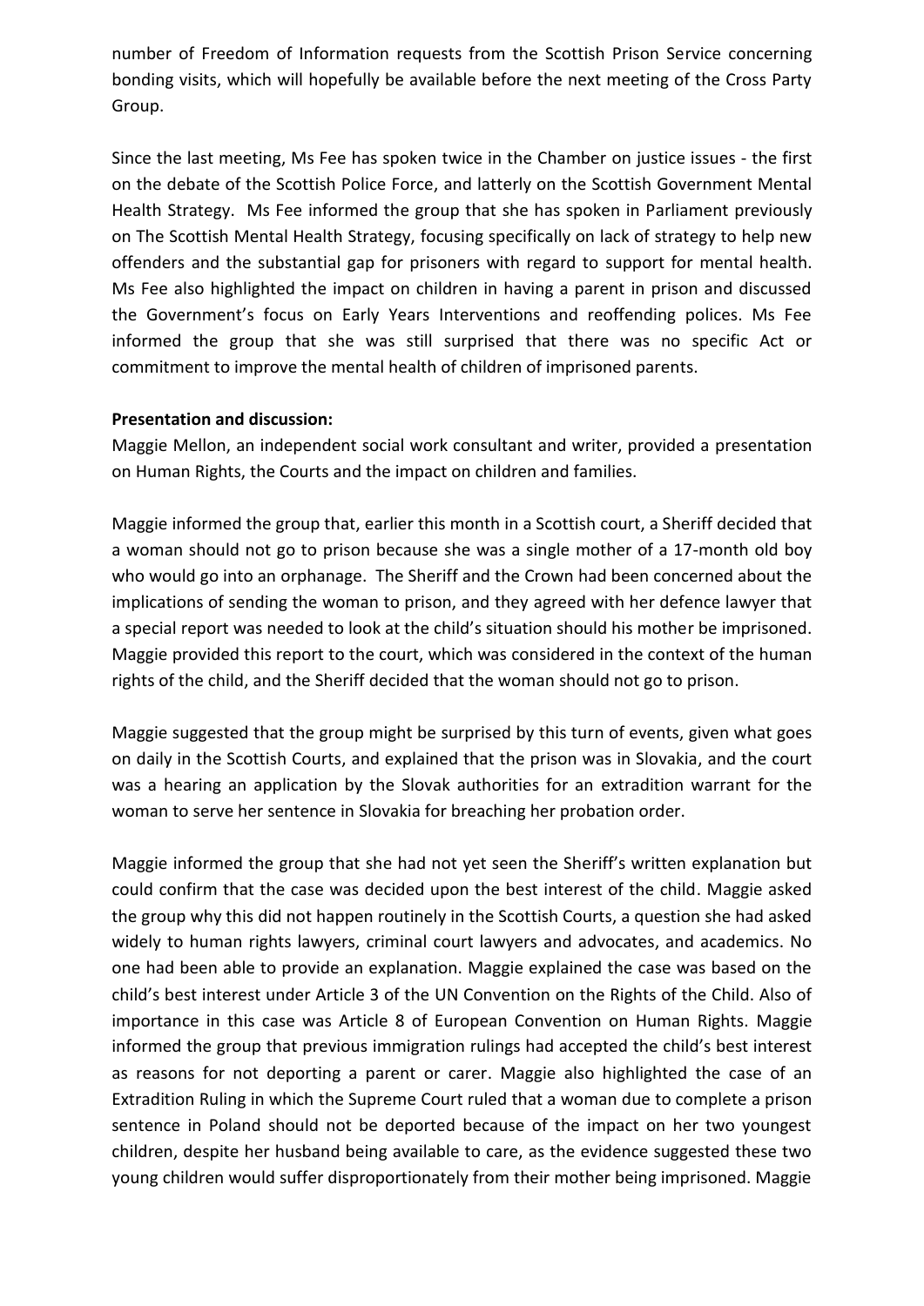number of Freedom of Information requests from the Scottish Prison Service concerning bonding visits, which will hopefully be available before the next meeting of the Cross Party Group.

Since the last meeting, Ms Fee has spoken twice in the Chamber on justice issues - the first on the debate of the Scottish Police Force, and latterly on the Scottish Government Mental Health Strategy. Ms Fee informed the group that she has spoken in Parliament previously on The Scottish Mental Health Strategy, focusing specifically on lack of strategy to help new offenders and the substantial gap for prisoners with regard to support for mental health. Ms Fee also highlighted the impact on children in having a parent in prison and discussed the Government's focus on Early Years Interventions and reoffending polices. Ms Fee informed the group that she was still surprised that there was no specific Act or commitment to improve the mental health of children of imprisoned parents.

**Presentation and discussion:**
Maggie Mellon, an independent social work consultant and writer, provided a presentation on Human Rights, the Courts and the impact on children and families.

Maggie informed the group that, earlier this month in a Scottish court, a Sheriff decided that a woman should not go to prison because she was a single mother of a 17-month old boy who would go into an orphanage. The Sheriff and the Crown had been concerned about the implications of sending the woman to prison, and they agreed with her defence lawyer that a special report was needed to look at the child's situation should his mother be imprisoned. Maggie provided this report to the court, which was considered in the context of the human rights of the child, and the Sheriff decided that the woman should not go to prison.

Maggie suggested that the group might be surprised by this turn of events, given what goes on daily in the Scottish Courts, and explained that the prison was in Slovakia, and the court was a hearing an application by the Slovak authorities for an extradition warrant for the woman to serve her sentence in Slovakia for breaching her probation order.

Maggie informed the group that she had not yet seen the Sheriff's written explanation but could confirm that the case was decided upon the best interest of the child. Maggie asked the group why this did not happen routinely in the Scottish Courts, a question she had asked widely to human rights lawyers, criminal court lawyers and advocates, and academics. No one had been able to provide an explanation. Maggie explained the case was based on the child's best interest under Article 3 of the UN Convention on the Rights of the Child. Also of importance in this case was Article 8 of European Convention on Human Rights. Maggie informed the group that previous immigration rulings had accepted the child's best interest as reasons for not deporting a parent or carer. Maggie also highlighted the case of an Extradition Ruling in which the Supreme Court ruled that a woman due to complete a prison sentence in Poland should not be deported because of the impact on her two youngest children, despite her husband being available to care, as the evidence suggested these two young children would suffer disproportionately from their mother being imprisoned. Maggie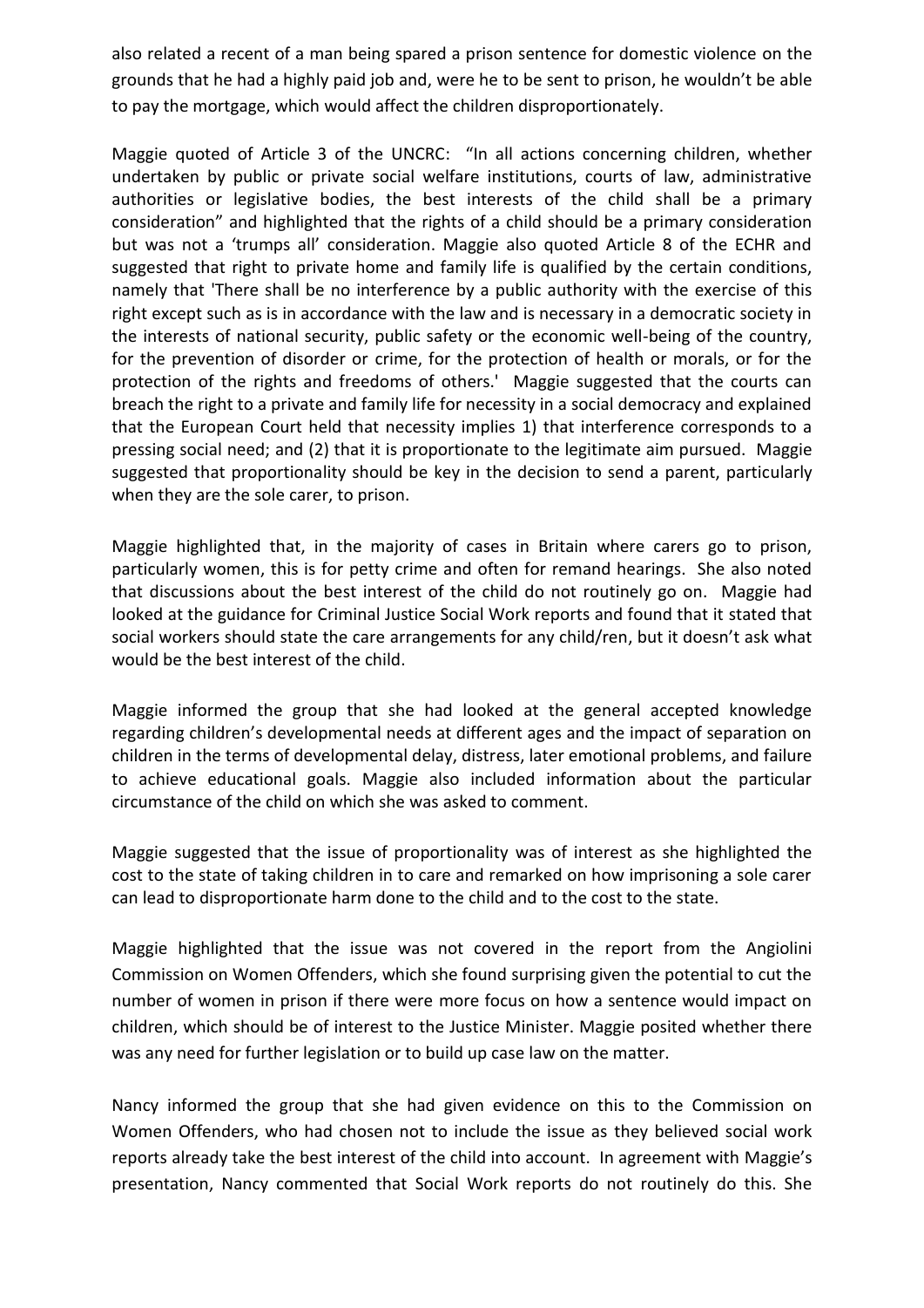also related a recent of a man being spared a prison sentence for domestic violence on the grounds that he had a highly paid job and, were he to be sent to prison, he wouldn't be able to pay the mortgage, which would affect the children disproportionately.

Maggie quoted of Article 3 of the UNCRC: "In all actions concerning children, whether undertaken by public or private social welfare institutions, courts of law, administrative authorities or legislative bodies, the best interests of the child shall be a primary consideration" and highlighted that the rights of a child should be a primary consideration but was not a 'trumps all' consideration. Maggie also quoted Article 8 of the ECHR and suggested that right to private home and family life is qualified by the certain conditions, namely that 'There shall be no interference by a public authority with the exercise of this right except such as is in accordance with the law and is necessary in a democratic society in the interests of national security, public safety or the economic well-being of the country, for the prevention of disorder or crime, for the protection of health or morals, or for the protection of the rights and freedoms of others.' Maggie suggested that the courts can breach the right to a private and family life for necessity in a social democracy and explained that the European Court held that necessity implies 1) that interference corresponds to a pressing social need; and (2) that it is proportionate to the legitimate aim pursued. Maggie suggested that proportionality should be key in the decision to send a parent, particularly when they are the sole carer, to prison.

Maggie highlighted that, in the majority of cases in Britain where carers go to prison, particularly women, this is for petty crime and often for remand hearings. She also noted that discussions about the best interest of the child do not routinely go on. Maggie had looked at the guidance for Criminal Justice Social Work reports and found that it stated that social workers should state the care arrangements for any child/ren, but it doesn't ask what would be the best interest of the child.

Maggie informed the group that she had looked at the general accepted knowledge regarding children's developmental needs at different ages and the impact of separation on children in the terms of developmental delay, distress, later emotional problems, and failure to achieve educational goals. Maggie also included information about the particular circumstance of the child on which she was asked to comment.

Maggie suggested that the issue of proportionality was of interest as she highlighted the cost to the state of taking children in to care and remarked on how imprisoning a sole carer can lead to disproportionate harm done to the child and to the cost to the state.

Maggie highlighted that the issue was not covered in the report from the Angiolini Commission on Women Offenders, which she found surprising given the potential to cut the number of women in prison if there were more focus on how a sentence would impact on children, which should be of interest to the Justice Minister. Maggie posited whether there was any need for further legislation or to build up case law on the matter.

Nancy informed the group that she had given evidence on this to the Commission on Women Offenders, who had chosen not to include the issue as they believed social work reports already take the best interest of the child into account. In agreement with Maggie's presentation, Nancy commented that Social Work reports do not routinely do this. She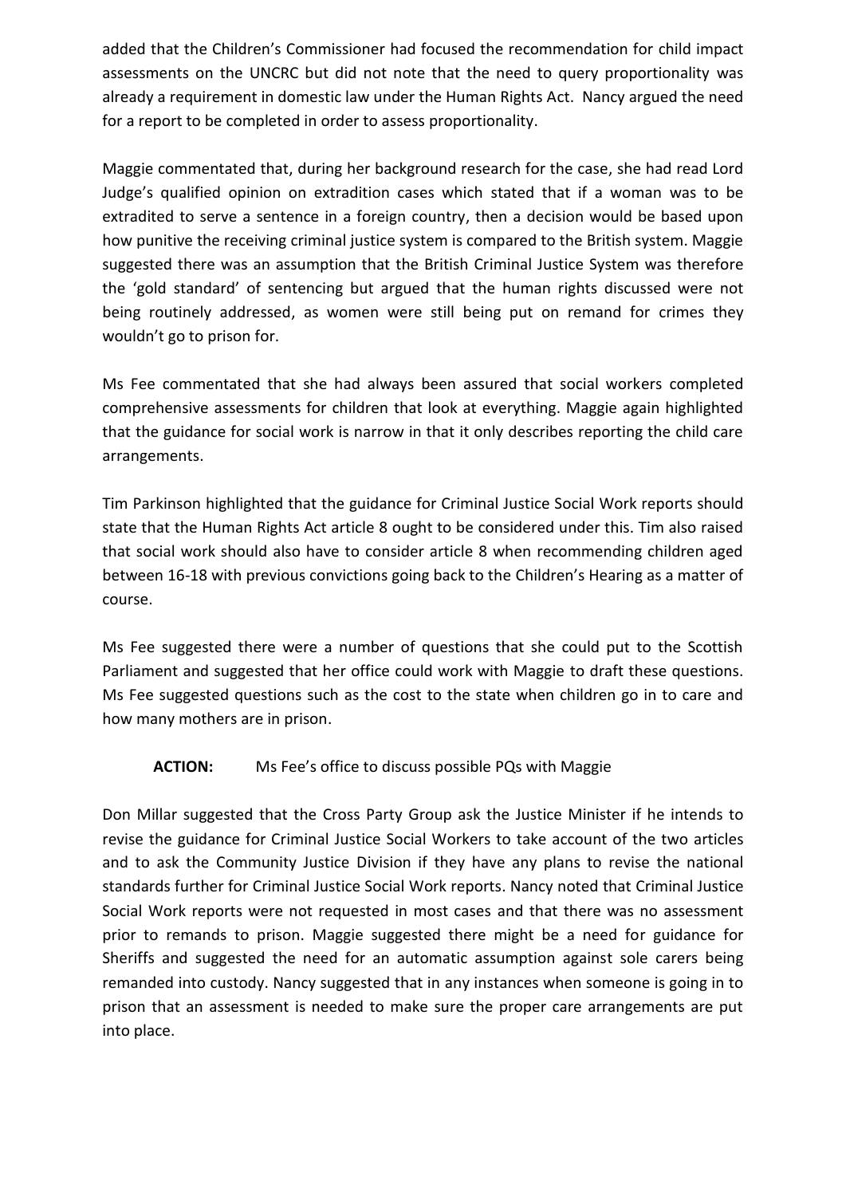added that the Children's Commissioner had focused the recommendation for child impact assessments on the UNCRC but did not note that the need to query proportionality was already a requirement in domestic law under the Human Rights Act. Nancy argued the need for a report to be completed in order to assess proportionality.

Maggie commentated that, during her background research for the case, she had read Lord Judge's qualified opinion on extradition cases which stated that if a woman was to be extradited to serve a sentence in a foreign country, then a decision would be based upon how punitive the receiving criminal justice system is compared to the British system. Maggie suggested there was an assumption that the British Criminal Justice System was therefore the 'gold standard' of sentencing but argued that the human rights discussed were not being routinely addressed, as women were still being put on remand for crimes they wouldn't go to prison for.

Ms Fee commentated that she had always been assured that social workers completed comprehensive assessments for children that look at everything. Maggie again highlighted that the guidance for social work is narrow in that it only describes reporting the child care arrangements.

Tim Parkinson highlighted that the guidance for Criminal Justice Social Work reports should state that the Human Rights Act article 8 ought to be considered under this. Tim also raised that social work should also have to consider article 8 when recommending children aged between 16-18 with previous convictions going back to the Children's Hearing as a matter of course.

Ms Fee suggested there were a number of questions that she could put to the Scottish Parliament and suggested that her office could work with Maggie to draft these questions. Ms Fee suggested questions such as the cost to the state when children go in to care and how many mothers are in prison.

**ACTION:** Ms Fee's office to discuss possible PQs with Maggie

Don Millar suggested that the Cross Party Group ask the Justice Minister if he intends to revise the guidance for Criminal Justice Social Workers to take account of the two articles and to ask the Community Justice Division if they have any plans to revise the national standards further for Criminal Justice Social Work reports. Nancy noted that Criminal Justice Social Work reports were not requested in most cases and that there was no assessment prior to remands to prison. Maggie suggested there might be a need for guidance for Sheriffs and suggested the need for an automatic assumption against sole carers being remanded into custody. Nancy suggested that in any instances when someone is going in to prison that an assessment is needed to make sure the proper care arrangements are put into place.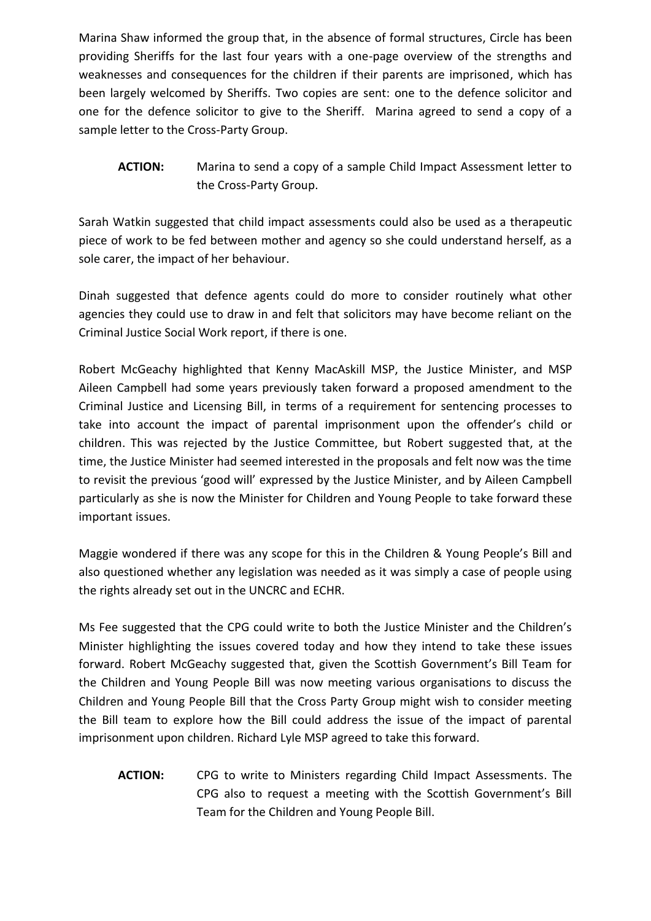Marina Shaw informed the group that, in the absence of formal structures, Circle has been providing Sheriffs for the last four years with a one-page overview of the strengths and weaknesses and consequences for the children if their parents are imprisoned, which has been largely welcomed by Sheriffs. Two copies are sent: one to the defence solicitor and one for the defence solicitor to give to the Sheriff. Marina agreed to send a copy of a sample letter to the Cross-Party Group.

**ACTION:** Marina to send a copy of a sample Child Impact Assessment letter to the Cross-Party Group.

Sarah Watkin suggested that child impact assessments could also be used as a therapeutic piece of work to be fed between mother and agency so she could understand herself, as a sole carer, the impact of her behaviour.

Dinah suggested that defence agents could do more to consider routinely what other agencies they could use to draw in and felt that solicitors may have become reliant on the Criminal Justice Social Work report, if there is one.

Robert McGeachy highlighted that Kenny MacAskill MSP, the Justice Minister, and MSP Aileen Campbell had some years previously taken forward a proposed amendment to the Criminal Justice and Licensing Bill, in terms of a requirement for sentencing processes to take into account the impact of parental imprisonment upon the offender's child or children. This was rejected by the Justice Committee, but Robert suggested that, at the time, the Justice Minister had seemed interested in the proposals and felt now was the time to revisit the previous 'good will' expressed by the Justice Minister, and by Aileen Campbell particularly as she is now the Minister for Children and Young People to take forward these important issues.

Maggie wondered if there was any scope for this in the Children & Young People's Bill and also questioned whether any legislation was needed as it was simply a case of people using the rights already set out in the UNCRC and ECHR.

Ms Fee suggested that the CPG could write to both the Justice Minister and the Children's Minister highlighting the issues covered today and how they intend to take these issues forward. Robert McGeachy suggested that, given the Scottish Government's Bill Team for the Children and Young People Bill was now meeting various organisations to discuss the Children and Young People Bill that the Cross Party Group might wish to consider meeting the Bill team to explore how the Bill could address the issue of the impact of parental imprisonment upon children. Richard Lyle MSP agreed to take this forward.

**ACTION:** CPG to write to Ministers regarding Child Impact Assessments. The CPG also to request a meeting with the Scottish Government's Bill Team for the Children and Young People Bill.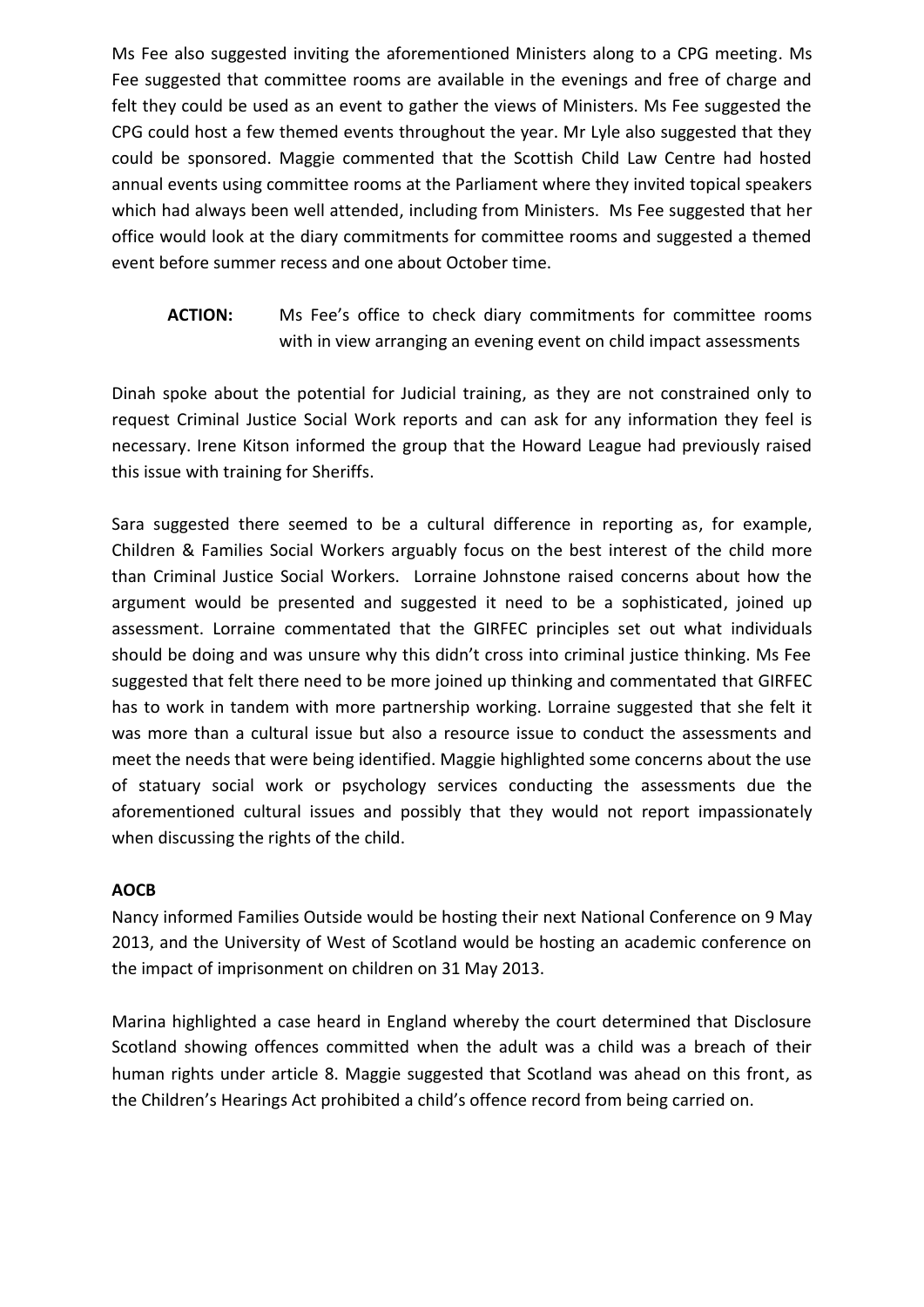Ms Fee also suggested inviting the aforementioned Ministers along to a CPG meeting. Ms Fee suggested that committee rooms are available in the evenings and free of charge and felt they could be used as an event to gather the views of Ministers. Ms Fee suggested the CPG could host a few themed events throughout the year. Mr Lyle also suggested that they could be sponsored. Maggie commented that the Scottish Child Law Centre had hosted annual events using committee rooms at the Parliament where they invited topical speakers which had always been well attended, including from Ministers. Ms Fee suggested that her office would look at the diary commitments for committee rooms and suggested a themed event before summer recess and one about October time.

**ACTION:** Ms Fee's office to check diary commitments for committee rooms with in view arranging an evening event on child impact assessments

Dinah spoke about the potential for Judicial training, as they are not constrained only to request Criminal Justice Social Work reports and can ask for any information they feel is necessary. Irene Kitson informed the group that the Howard League had previously raised this issue with training for Sheriffs.

Sara suggested there seemed to be a cultural difference in reporting as, for example, Children & Families Social Workers arguably focus on the best interest of the child more than Criminal Justice Social Workers. Lorraine Johnstone raised concerns about how the argument would be presented and suggested it need to be a sophisticated, joined up assessment. Lorraine commentated that the GIRFEC principles set out what individuals should be doing and was unsure why this didn't cross into criminal justice thinking. Ms Fee suggested that felt there need to be more joined up thinking and commentated that GIRFEC has to work in tandem with more partnership working. Lorraine suggested that she felt it was more than a cultural issue but also a resource issue to conduct the assessments and meet the needs that were being identified. Maggie highlighted some concerns about the use of statuary social work or psychology services conducting the assessments due the aforementioned cultural issues and possibly that they would not report impassionately when discussing the rights of the child.

**AOCB**

Nancy informed Families Outside would be hosting their next National Conference on 9 May 2013, and the University of West of Scotland would be hosting an academic conference on the impact of imprisonment on children on 31 May 2013.

Marina highlighted a case heard in England whereby the court determined that Disclosure Scotland showing offences committed when the adult was a child was a breach of their human rights under article 8. Maggie suggested that Scotland was ahead on this front, as the Children's Hearings Act prohibited a child's offence record from being carried on.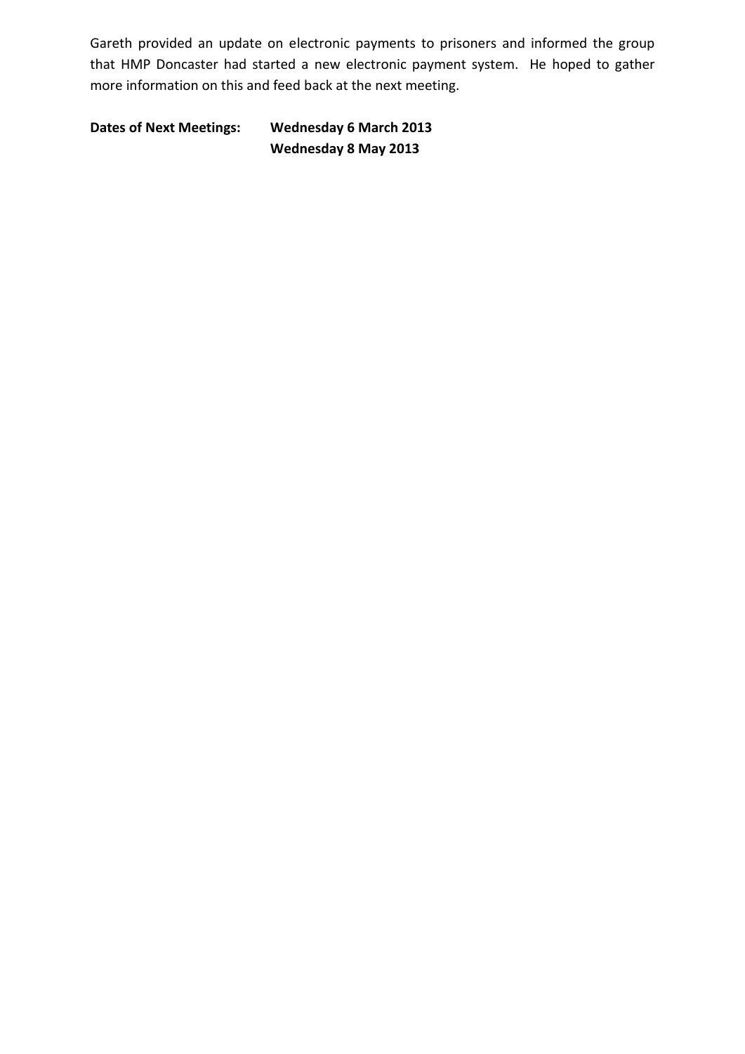Gareth provided an update on electronic payments to prisoners and informed the group that HMP Doncaster had started a new electronic payment system. He hoped to gather more information on this and feed back at the next meeting.

**Dates of Next Meetings:** **Wednesday 6 March 2013**
**Wednesday 8 May 2013**